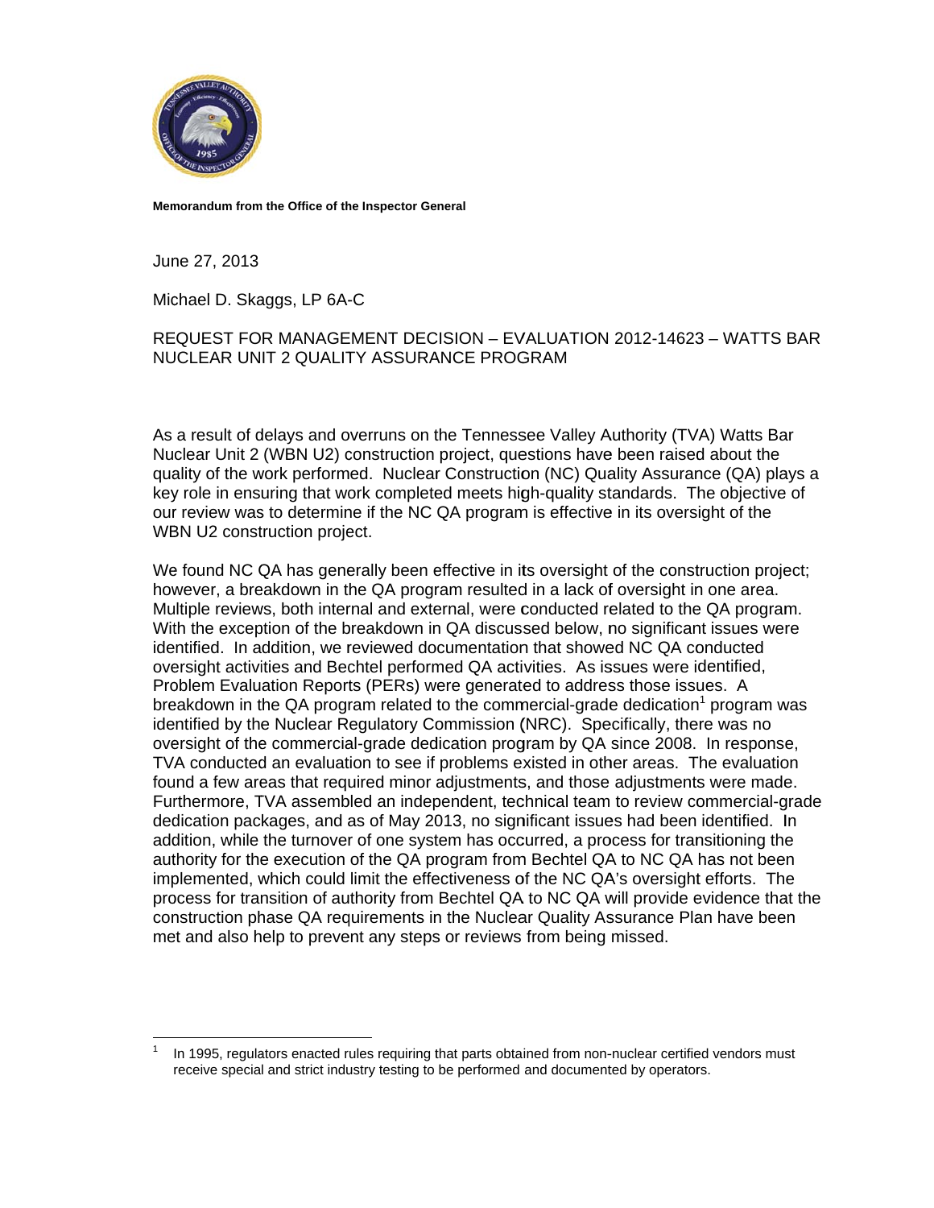**Memorandum from the Office of the Inspector General**

June 27, 2013

Michael D. Skaggs, LP 6A-C

REQUEST FOR MANAGEMENT DECISION – EVALUATION 2012-14623 – WATTS BAR NUCLEAR UNIT 2 QUALITY ASSURANCE PROGRAM

As a result of delays and overruns on the Tennessee Valley Authority (TVA) Watts Bar Nuclear Unit 2 (WBN U2) construction project, questions have been raised about the quality of the work performed. Nuclear Construction (NC) Quality Assurance (QA) plays a key role in ensuring that work completed meets high-quality standards. The objective of our review was to determine if the NC QA program is effective in its oversight of the WBN U2 construction project.

We found NC QA has generally been effective in its oversight of the construction project; however, a breakdown in the QA program resulted in a lack of oversight in one area. Multiple reviews, both internal and external, were conducted related to the QA program. With the exception of the breakdown in QA discussed below, no significant issues were identified. In addition, we reviewed documentation that showed NC QA conducted oversight activities and Bechtel performed QA activities. As issues were identified, Problem Evaluation Reports (PERs) were generated to address those issues. A breakdown in the QA program related to the commercial-grade dedication[1] program was identified by the Nuclear Regulatory Commission (NRC). Specifically, there was no oversight of the commercial-grade dedication program by QA since 2008. In response, TVA conducted an evaluation to see if problems existed in other areas. The evaluation found a few areas that required minor adjustments, and those adjustments were made. Furthermore, TVA assembled an independent, technical team to review commercial-grade dedication packages, and as of May 2013, no significant issues had been identified. In addition, while the turnover of one system has occurred, a process for transitioning the authority for the execution of the QA program from Bechtel QA to NC QA has not been implemented, which could limit the effectiveness of the NC QA's oversight efforts. The process for transition of authority from Bechtel QA to NC QA will provide evidence that the construction phase QA requirements in the Nuclear Quality Assurance Plan have been met and also help to prevent any steps or reviews from being missed.

---

[1] In 1995, regulators enacted rules requiring that parts obtained from non-nuclear certified vendors must receive special and strict industry testing to be performed and documented by operators.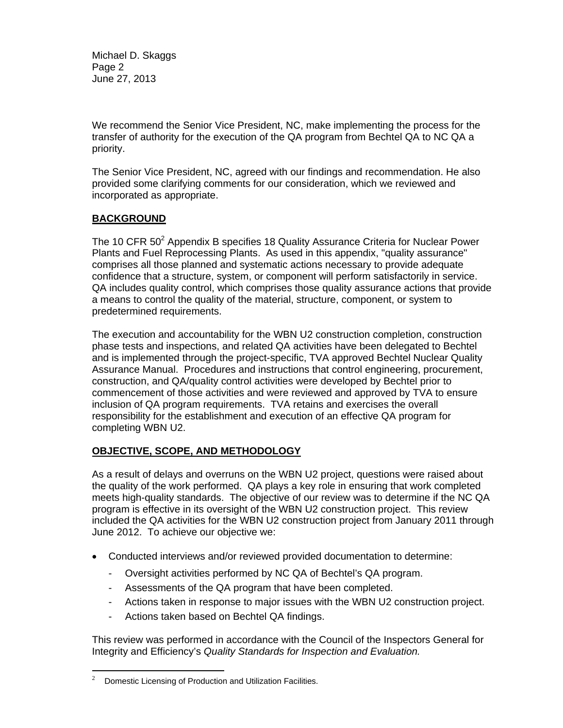We recommend the Senior Vice President, NC, make implementing the process for the transfer of authority for the execution of the QA program from Bechtel QA to NC QA a priority.

The Senior Vice President, NC, agreed with our findings and recommendation. He also provided some clarifying comments for our consideration, which we reviewed and incorporated as appropriate.

## BACKGROUND

The 10 CFR 50[2] Appendix B specifies 18 Quality Assurance Criteria for Nuclear Power Plants and Fuel Reprocessing Plants. As used in this appendix, "quality assurance" comprises all those planned and systematic actions necessary to provide adequate confidence that a structure, system, or component will perform satisfactorily in service. QA includes quality control, which comprises those quality assurance actions that provide a means to control the quality of the material, structure, component, or system to predetermined requirements.

The execution and accountability for the WBN U2 construction completion, construction phase tests and inspections, and related QA activities have been delegated to Bechtel and is implemented through the project-specific, TVA approved Bechtel Nuclear Quality Assurance Manual. Procedures and instructions that control engineering, procurement, construction, and QA/quality control activities were developed by Bechtel prior to commencement of those activities and were reviewed and approved by TVA to ensure inclusion of QA program requirements. TVA retains and exercises the overall responsibility for the establishment and execution of an effective QA program for completing WBN U2.

## OBJECTIVE, SCOPE, AND METHODOLOGY

As a result of delays and overruns on the WBN U2 project, questions were raised about the quality of the work performed. QA plays a key role in ensuring that work completed meets high-quality standards. The objective of our review was to determine if the NC QA program is effective in its oversight of the WBN U2 construction project. This review included the QA activities for the WBN U2 construction project from January 2011 through June 2012. To achieve our objective we:

- Conducted interviews and/or reviewed provided documentation to determine:
  - Oversight activities performed by NC QA of Bechtel's QA program.
  - Assessments of the QA program that have been completed.
  - Actions taken in response to major issues with the WBN U2 construction project.
  - Actions taken based on Bechtel QA findings.

This review was performed in accordance with the Council of the Inspectors General for Integrity and Efficiency's *Quality Standards for Inspection and Evaluation.*

---

[2] Domestic Licensing of Production and Utilization Facilities.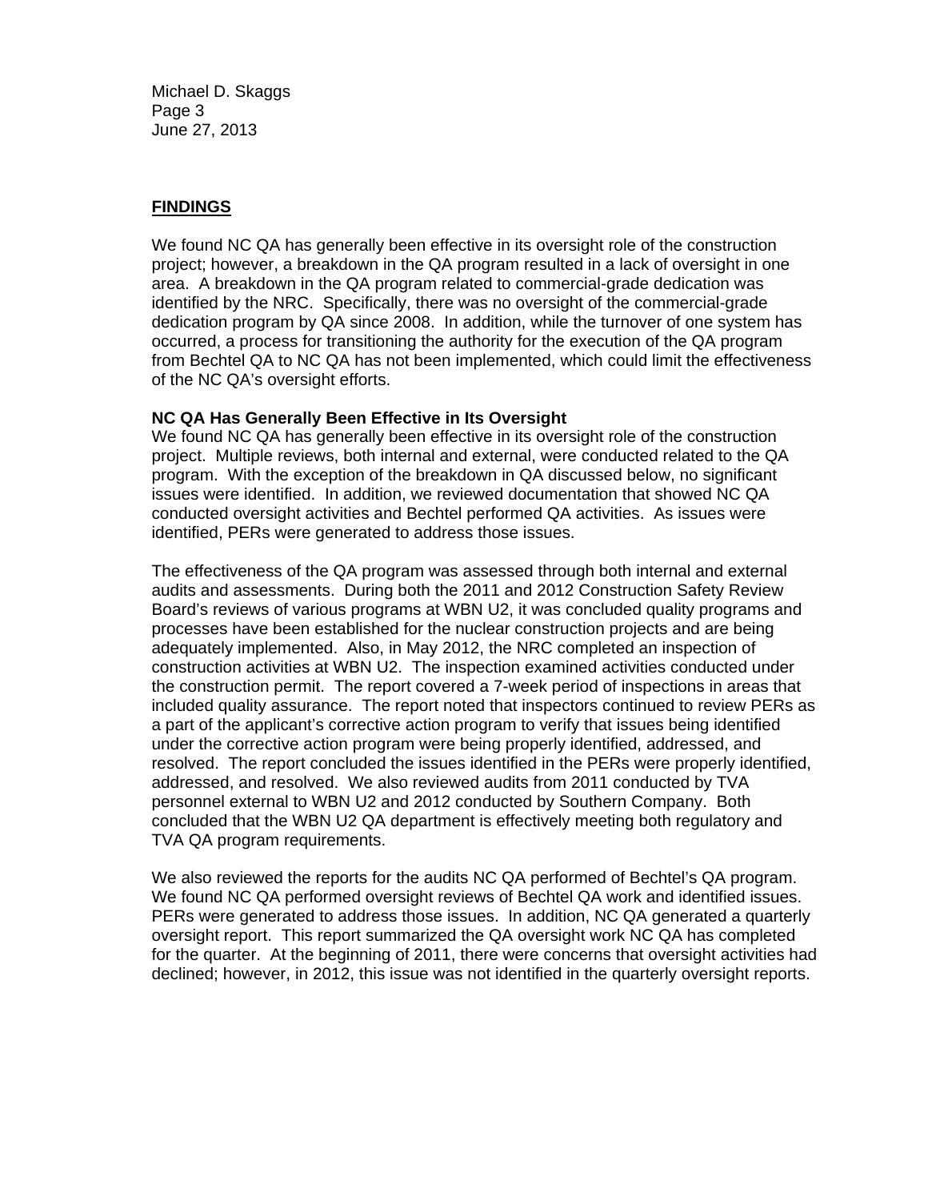## FINDINGS

We found NC QA has generally been effective in its oversight role of the construction project; however, a breakdown in the QA program resulted in a lack of oversight in one area. A breakdown in the QA program related to commercial-grade dedication was identified by the NRC. Specifically, there was no oversight of the commercial-grade dedication program by QA since 2008. In addition, while the turnover of one system has occurred, a process for transitioning the authority for the execution of the QA program from Bechtel QA to NC QA has not been implemented, which could limit the effectiveness of the NC QA's oversight efforts.

### NC QA Has Generally Been Effective in Its Oversight

We found NC QA has generally been effective in its oversight role of the construction project. Multiple reviews, both internal and external, were conducted related to the QA program. With the exception of the breakdown in QA discussed below, no significant issues were identified. In addition, we reviewed documentation that showed NC QA conducted oversight activities and Bechtel performed QA activities. As issues were identified, PERs were generated to address those issues.

The effectiveness of the QA program was assessed through both internal and external audits and assessments. During both the 2011 and 2012 Construction Safety Review Board's reviews of various programs at WBN U2, it was concluded quality programs and processes have been established for the nuclear construction projects and are being adequately implemented. Also, in May 2012, the NRC completed an inspection of construction activities at WBN U2. The inspection examined activities conducted under the construction permit. The report covered a 7-week period of inspections in areas that included quality assurance. The report noted that inspectors continued to review PERs as a part of the applicant's corrective action program to verify that issues being identified under the corrective action program were being properly identified, addressed, and resolved. The report concluded the issues identified in the PERs were properly identified, addressed, and resolved. We also reviewed audits from 2011 conducted by TVA personnel external to WBN U2 and 2012 conducted by Southern Company. Both concluded that the WBN U2 QA department is effectively meeting both regulatory and TVA QA program requirements.

We also reviewed the reports for the audits NC QA performed of Bechtel's QA program. We found NC QA performed oversight reviews of Bechtel QA work and identified issues. PERs were generated to address those issues. In addition, NC QA generated a quarterly oversight report. This report summarized the QA oversight work NC QA has completed for the quarter. At the beginning of 2011, there were concerns that oversight activities had declined; however, in 2012, this issue was not identified in the quarterly oversight reports.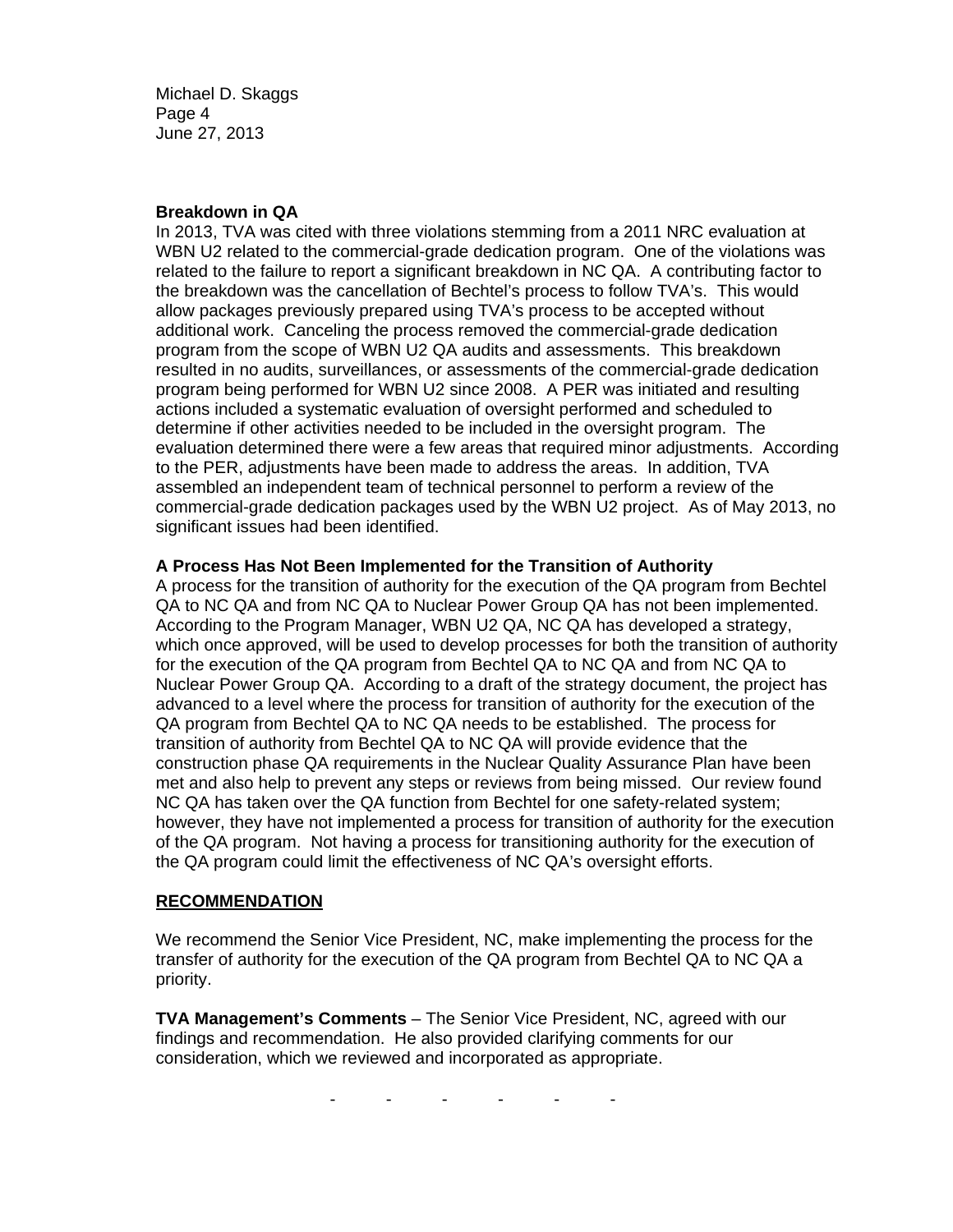**Breakdown in QA**

In 2013, TVA was cited with three violations stemming from a 2011 NRC evaluation at WBN U2 related to the commercial-grade dedication program. One of the violations was related to the failure to report a significant breakdown in NC QA. A contributing factor to the breakdown was the cancellation of Bechtel's process to follow TVA's. This would allow packages previously prepared using TVA's process to be accepted without additional work. Canceling the process removed the commercial-grade dedication program from the scope of WBN U2 QA audits and assessments. This breakdown resulted in no audits, surveillances, or assessments of the commercial-grade dedication program being performed for WBN U2 since 2008. A PER was initiated and resulting actions included a systematic evaluation of oversight performed and scheduled to determine if other activities needed to be included in the oversight program. The evaluation determined there were a few areas that required minor adjustments. According to the PER, adjustments have been made to address the areas. In addition, TVA assembled an independent team of technical personnel to perform a review of the commercial-grade dedication packages used by the WBN U2 project. As of May 2013, no significant issues had been identified.

**A Process Has Not Been Implemented for the Transition of Authority**

A process for the transition of authority for the execution of the QA program from Bechtel QA to NC QA and from NC QA to Nuclear Power Group QA has not been implemented. According to the Program Manager, WBN U2 QA, NC QA has developed a strategy, which once approved, will be used to develop processes for both the transition of authority for the execution of the QA program from Bechtel QA to NC QA and from NC QA to Nuclear Power Group QA. According to a draft of the strategy document, the project has advanced to a level where the process for transition of authority for the execution of the QA program from Bechtel QA to NC QA needs to be established. The process for transition of authority from Bechtel QA to NC QA will provide evidence that the construction phase QA requirements in the Nuclear Quality Assurance Plan have been met and also help to prevent any steps or reviews from being missed. Our review found NC QA has taken over the QA function from Bechtel for one safety-related system; however, they have not implemented a process for transition of authority for the execution of the QA program. Not having a process for transitioning authority for the execution of the QA program could limit the effectiveness of NC QA's oversight efforts.

## RECOMMENDATION

We recommend the Senior Vice President, NC, make implementing the process for the transfer of authority for the execution of the QA program from Bechtel QA to NC QA a priority.

**TVA Management's Comments** – The Senior Vice President, NC, agreed with our findings and recommendation. He also provided clarifying comments for our consideration, which we reviewed and incorporated as appropriate.

\- - - - - -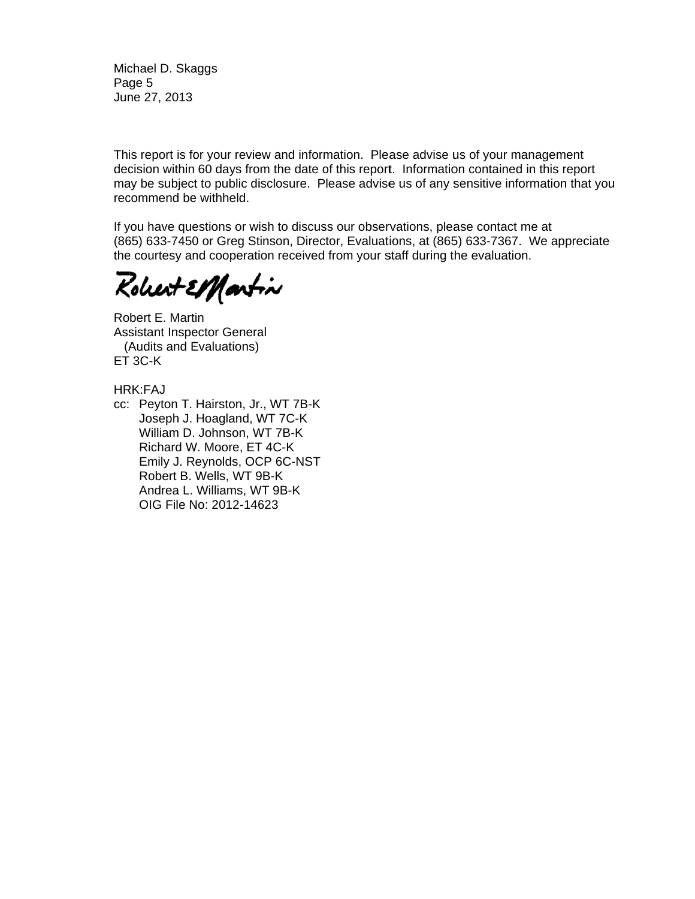This report is for your review and information. Please advise us of your management decision within 60 days from the date of this report. Information contained in this report may be subject to public disclosure. Please advise us of any sensitive information that you recommend be withheld.

If you have questions or wish to discuss our observations, please contact me at (865) 633-7450 or Greg Stinson, Director, Evaluations, at (865) 633-7367. We appreciate the courtesy and cooperation received from your staff during the evaluation.

Robert E. Martin
Assistant Inspector General
(Audits and Evaluations)
ET 3C-K

HRK:FAJ
cc: Peyton T. Hairston, Jr., WT 7B-K
Joseph J. Hoagland, WT 7C-K
William D. Johnson, WT 7B-K
Richard W. Moore, ET 4C-K
Emily J. Reynolds, OCP 6C-NST
Robert B. Wells, WT 9B-K
Andrea L. Williams, WT 9B-K
OIG File No: 2012-14623